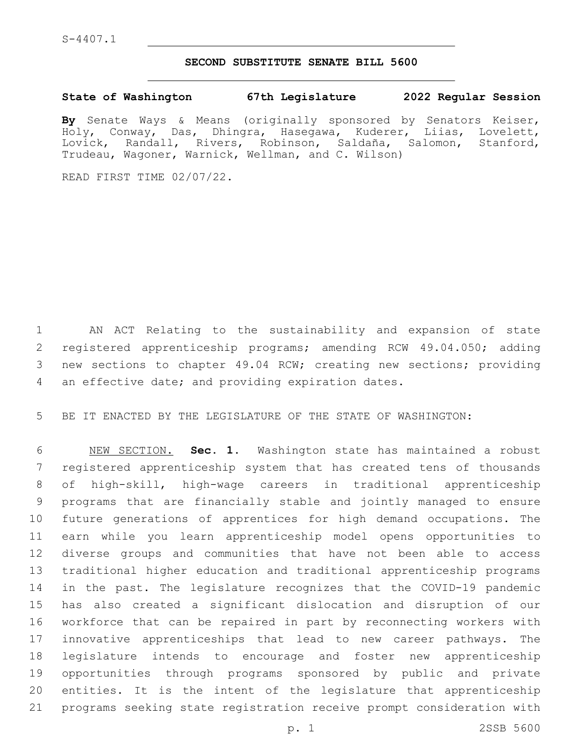S-4407.1

## SECOND SUBSTITUTE SENATE BILL 5600

**State of Washington 67th Legislature 2022 Regular Session**

**By** Senate Ways & Means (originally sponsored by Senators Keiser, Holy, Conway, Das, Dhingra, Hasegawa, Kuderer, Liias, Lovelett, Lovick, Randall, Rivers, Robinson, Saldaña, Salomon, Stanford, Trudeau, Wagoner, Warnick, Wellman, and C. Wilson)

READ FIRST TIME 02/07/22.

AN ACT Relating to the sustainability and expansion of state registered apprenticeship programs; amending RCW 49.04.050; adding new sections to chapter 49.04 RCW; creating new sections; providing an effective date; and providing expiration dates.

BE IT ENACTED BY THE LEGISLATURE OF THE STATE OF WASHINGTON:

NEW SECTION. **Sec. 1.** Washington state has maintained a robust registered apprenticeship system that has created tens of thousands of high-skill, high-wage careers in traditional apprenticeship programs that are financially stable and jointly managed to ensure future generations of apprentices for high demand occupations. The earn while you learn apprenticeship model opens opportunities to diverse groups and communities that have not been able to access traditional higher education and traditional apprenticeship programs in the past. The legislature recognizes that the COVID-19 pandemic has also created a significant dislocation and disruption of our workforce that can be repaired in part by reconnecting workers with innovative apprenticeships that lead to new career pathways. The legislature intends to encourage and foster new apprenticeship opportunities through programs sponsored by public and private entities. It is the intent of the legislature that apprenticeship programs seeking state registration receive prompt consideration with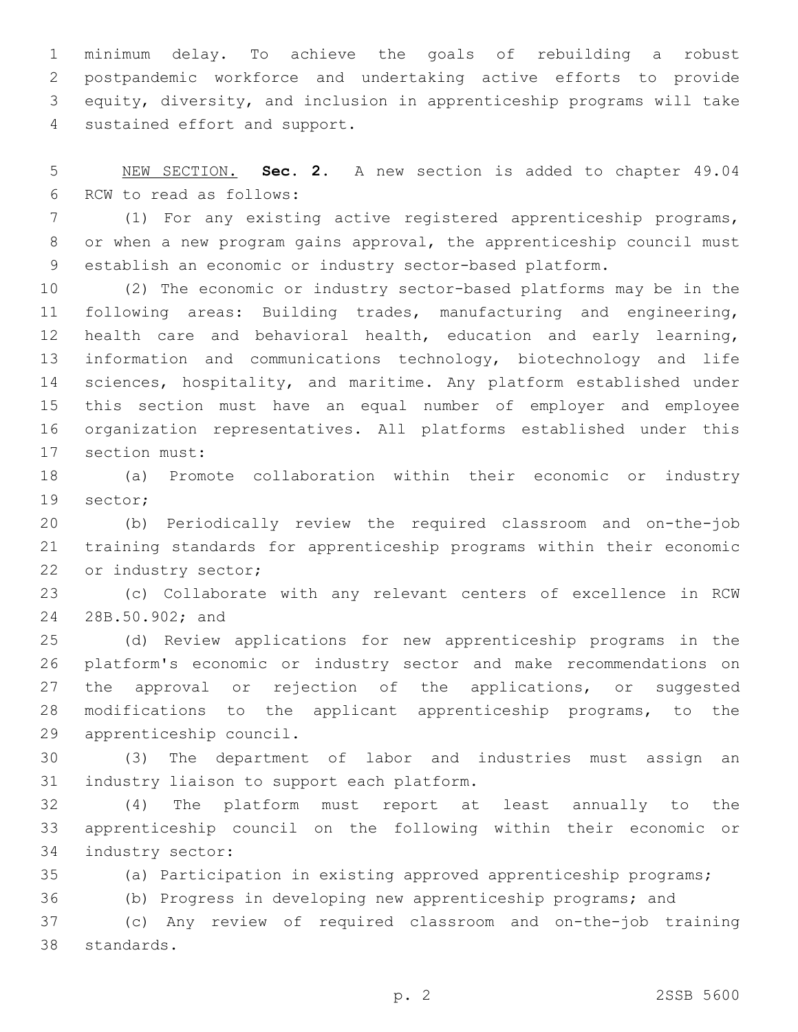minimum delay. To achieve the goals of rebuilding a robust postpandemic workforce and undertaking active efforts to provide equity, diversity, and inclusion in apprenticeship programs will take sustained effort and support.

NEW SECTION. **Sec. 2.** A new section is added to chapter 49.04 RCW to read as follows:

(1) For any existing active registered apprenticeship programs, or when a new program gains approval, the apprenticeship council must establish an economic or industry sector-based platform.

(2) The economic or industry sector-based platforms may be in the following areas: Building trades, manufacturing and engineering, health care and behavioral health, education and early learning, information and communications technology, biotechnology and life sciences, hospitality, and maritime. Any platform established under this section must have an equal number of employer and employee organization representatives. All platforms established under this section must:

(a) Promote collaboration within their economic or industry sector;

(b) Periodically review the required classroom and on-the-job training standards for apprenticeship programs within their economic or industry sector;

(c) Collaborate with any relevant centers of excellence in RCW 28B.50.902; and

(d) Review applications for new apprenticeship programs in the platform's economic or industry sector and make recommendations on the approval or rejection of the applications, or suggested modifications to the applicant apprenticeship programs, to the apprenticeship council.

(3) The department of labor and industries must assign an industry liaison to support each platform.

(4) The platform must report at least annually to the apprenticeship council on the following within their economic or industry sector:

(a) Participation in existing approved apprenticeship programs;

(b) Progress in developing new apprenticeship programs; and

(c) Any review of required classroom and on-the-job training standards.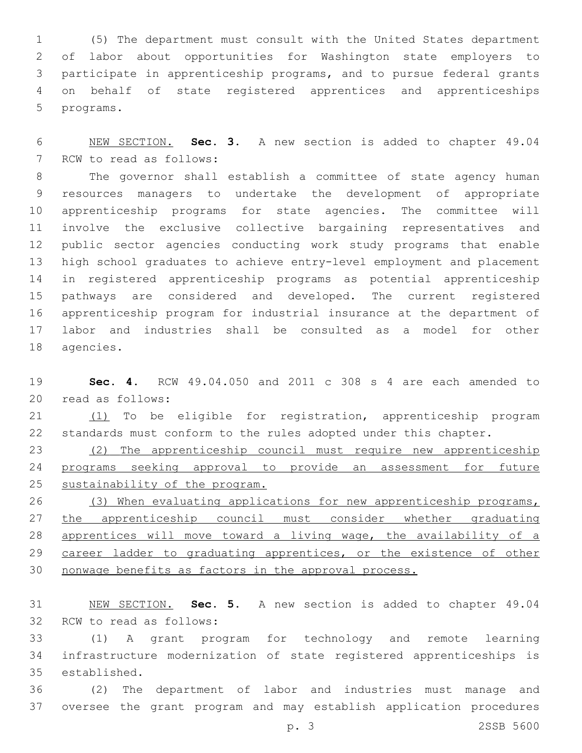(5) The department must consult with the United States department of labor about opportunities for Washington state employers to participate in apprenticeship programs, and to pursue federal grants on behalf of state registered apprentices and apprenticeships programs.

NEW SECTION. **Sec. 3.** A new section is added to chapter 49.04 RCW to read as follows:

The governor shall establish a committee of state agency human resources managers to undertake the development of appropriate apprenticeship programs for state agencies. The committee will involve the exclusive collective bargaining representatives and public sector agencies conducting work study programs that enable high school graduates to achieve entry-level employment and placement in registered apprenticeship programs as potential apprenticeship pathways are considered and developed. The current registered apprenticeship program for industrial insurance at the department of labor and industries shall be consulted as a model for other agencies.

**Sec. 4.** RCW 49.04.050 and 2011 c 308 s 4 are each amended to read as follows:

(1) To be eligible for registration, apprenticeship program standards must conform to the rules adopted under this chapter.

(2) The apprenticeship council must require new apprenticeship programs seeking approval to provide an assessment for future sustainability of the program.

(3) When evaluating applications for new apprenticeship programs, the apprenticeship council must consider whether graduating apprentices will move toward a living wage, the availability of a career ladder to graduating apprentices, or the existence of other nonwage benefits as factors in the approval process.

NEW SECTION. **Sec. 5.** A new section is added to chapter 49.04 RCW to read as follows:

(1) A grant program for technology and remote learning infrastructure modernization of state registered apprenticeships is established.

(2) The department of labor and industries must manage and oversee the grant program and may establish application procedures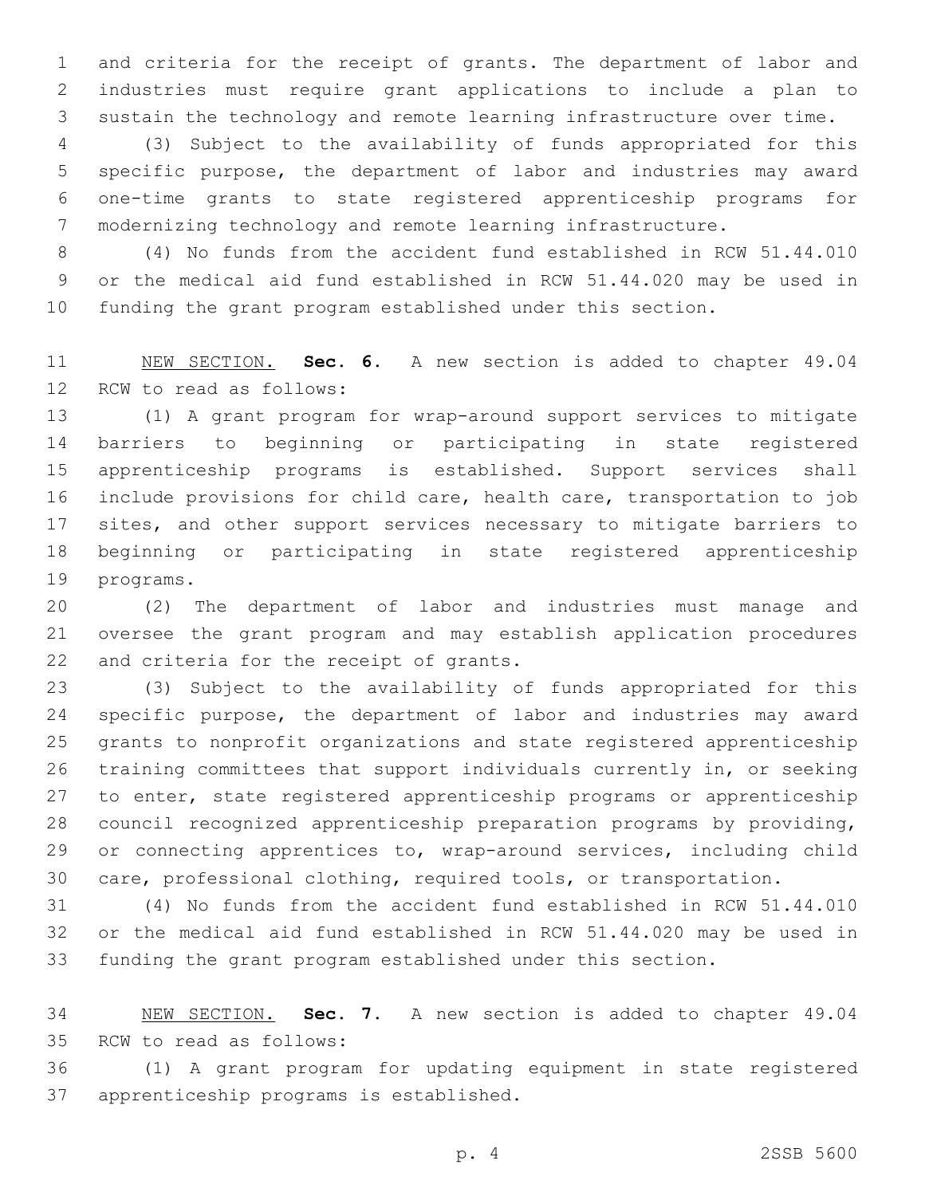and criteria for the receipt of grants. The department of labor and industries must require grant applications to include a plan to sustain the technology and remote learning infrastructure over time.

(3) Subject to the availability of funds appropriated for this specific purpose, the department of labor and industries may award one-time grants to state registered apprenticeship programs for modernizing technology and remote learning infrastructure.

(4) No funds from the accident fund established in RCW 51.44.010 or the medical aid fund established in RCW 51.44.020 may be used in funding the grant program established under this section.

NEW SECTION. **Sec. 6.** A new section is added to chapter 49.04 RCW to read as follows:

(1) A grant program for wrap-around support services to mitigate barriers to beginning or participating in state registered apprenticeship programs is established. Support services shall include provisions for child care, health care, transportation to job sites, and other support services necessary to mitigate barriers to beginning or participating in state registered apprenticeship programs.

(2) The department of labor and industries must manage and oversee the grant program and may establish application procedures and criteria for the receipt of grants.

(3) Subject to the availability of funds appropriated for this specific purpose, the department of labor and industries may award grants to nonprofit organizations and state registered apprenticeship training committees that support individuals currently in, or seeking to enter, state registered apprenticeship programs or apprenticeship council recognized apprenticeship preparation programs by providing, or connecting apprentices to, wrap-around services, including child care, professional clothing, required tools, or transportation.

(4) No funds from the accident fund established in RCW 51.44.010 or the medical aid fund established in RCW 51.44.020 may be used in funding the grant program established under this section.

NEW SECTION. **Sec. 7.** A new section is added to chapter 49.04 RCW to read as follows:

(1) A grant program for updating equipment in state registered apprenticeship programs is established.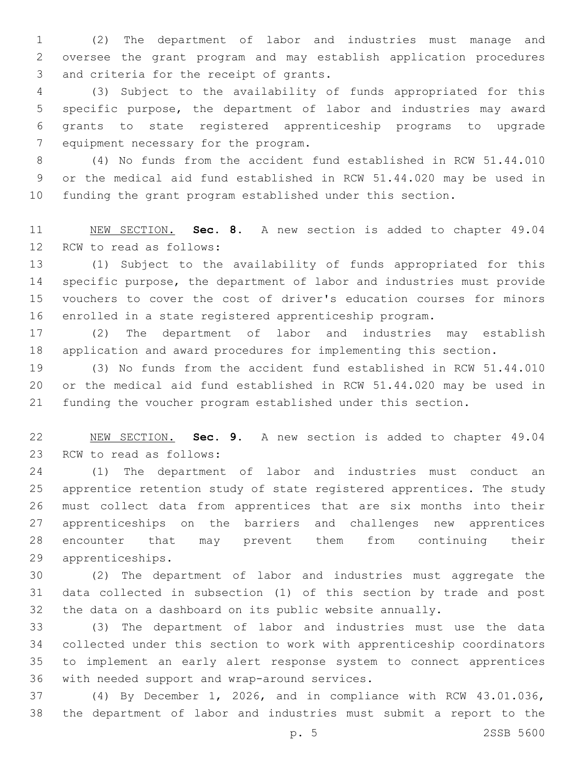(2) The department of labor and industries must manage and oversee the grant program and may establish application procedures and criteria for the receipt of grants.

(3) Subject to the availability of funds appropriated for this specific purpose, the department of labor and industries may award grants to state registered apprenticeship programs to upgrade equipment necessary for the program.

(4) No funds from the accident fund established in RCW 51.44.010 or the medical aid fund established in RCW 51.44.020 may be used in funding the grant program established under this section.

NEW SECTION. **Sec. 8.** A new section is added to chapter 49.04 RCW to read as follows:

(1) Subject to the availability of funds appropriated for this specific purpose, the department of labor and industries must provide vouchers to cover the cost of driver's education courses for minors enrolled in a state registered apprenticeship program.

(2) The department of labor and industries may establish application and award procedures for implementing this section.

(3) No funds from the accident fund established in RCW 51.44.010 or the medical aid fund established in RCW 51.44.020 may be used in funding the voucher program established under this section.

NEW SECTION. **Sec. 9.** A new section is added to chapter 49.04 RCW to read as follows:

(1) The department of labor and industries must conduct an apprentice retention study of state registered apprentices. The study must collect data from apprentices that are six months into their apprenticeships on the barriers and challenges new apprentices encounter that may prevent them from continuing their apprenticeships.

(2) The department of labor and industries must aggregate the data collected in subsection (1) of this section by trade and post the data on a dashboard on its public website annually.

(3) The department of labor and industries must use the data collected under this section to work with apprenticeship coordinators to implement an early alert response system to connect apprentices with needed support and wrap-around services.

(4) By December 1, 2026, and in compliance with RCW 43.01.036, the department of labor and industries must submit a report to the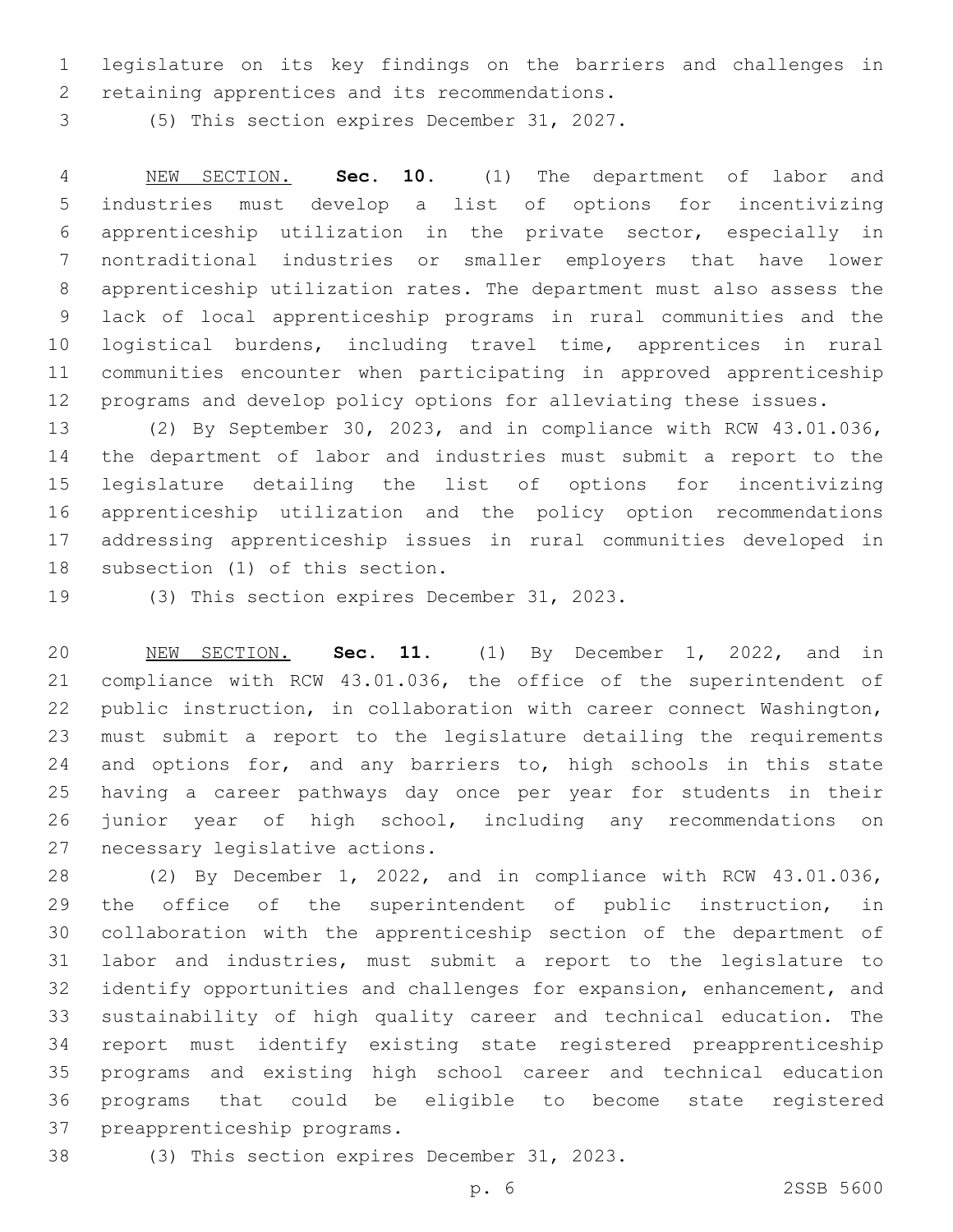legislature on its key findings on the barriers and challenges in retaining apprentices and its recommendations.

(5) This section expires December 31, 2027.

NEW SECTION. **Sec. 10.** (1) The department of labor and industries must develop a list of options for incentivizing apprenticeship utilization in the private sector, especially in nontraditional industries or smaller employers that have lower apprenticeship utilization rates. The department must also assess the lack of local apprenticeship programs in rural communities and the logistical burdens, including travel time, apprentices in rural communities encounter when participating in approved apprenticeship programs and develop policy options for alleviating these issues.

(2) By September 30, 2023, and in compliance with RCW 43.01.036, the department of labor and industries must submit a report to the legislature detailing the list of options for incentivizing apprenticeship utilization and the policy option recommendations addressing apprenticeship issues in rural communities developed in subsection (1) of this section.

(3) This section expires December 31, 2023.

NEW SECTION. **Sec. 11.** (1) By December 1, 2022, and in compliance with RCW 43.01.036, the office of the superintendent of public instruction, in collaboration with career connect Washington, must submit a report to the legislature detailing the requirements and options for, and any barriers to, high schools in this state having a career pathways day once per year for students in their junior year of high school, including any recommendations on necessary legislative actions.

(2) By December 1, 2022, and in compliance with RCW 43.01.036, the office of the superintendent of public instruction, in collaboration with the apprenticeship section of the department of labor and industries, must submit a report to the legislature to identify opportunities and challenges for expansion, enhancement, and sustainability of high quality career and technical education. The report must identify existing state registered preapprenticeship programs and existing high school career and technical education programs that could be eligible to become state registered preapprenticeship programs.

(3) This section expires December 31, 2023.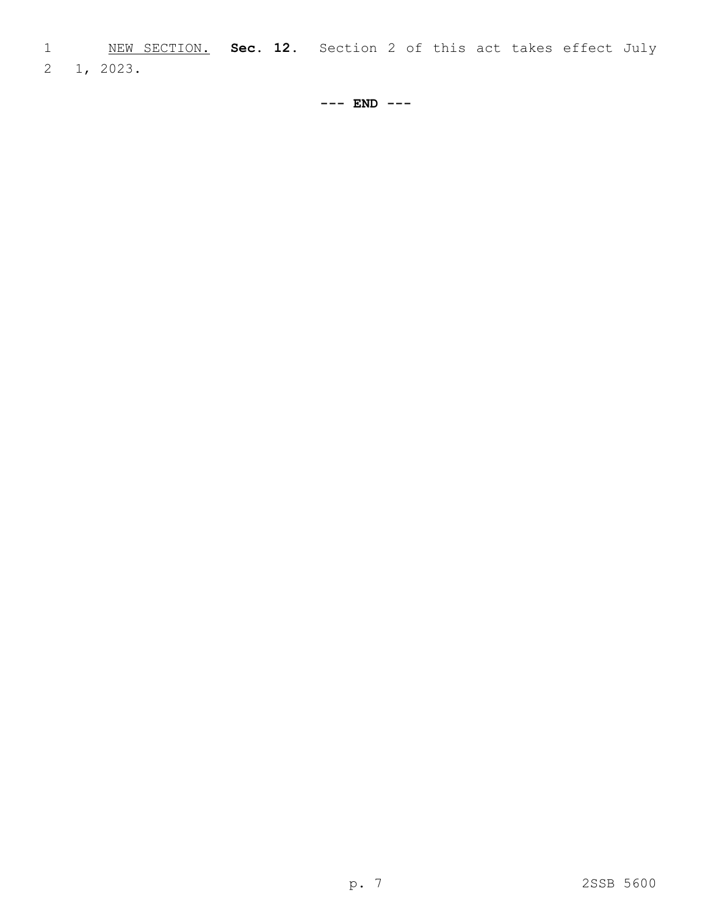NEW SECTION. **Sec. 12.** Section 2 of this act takes effect July 1, 2023.

**--- END ---**